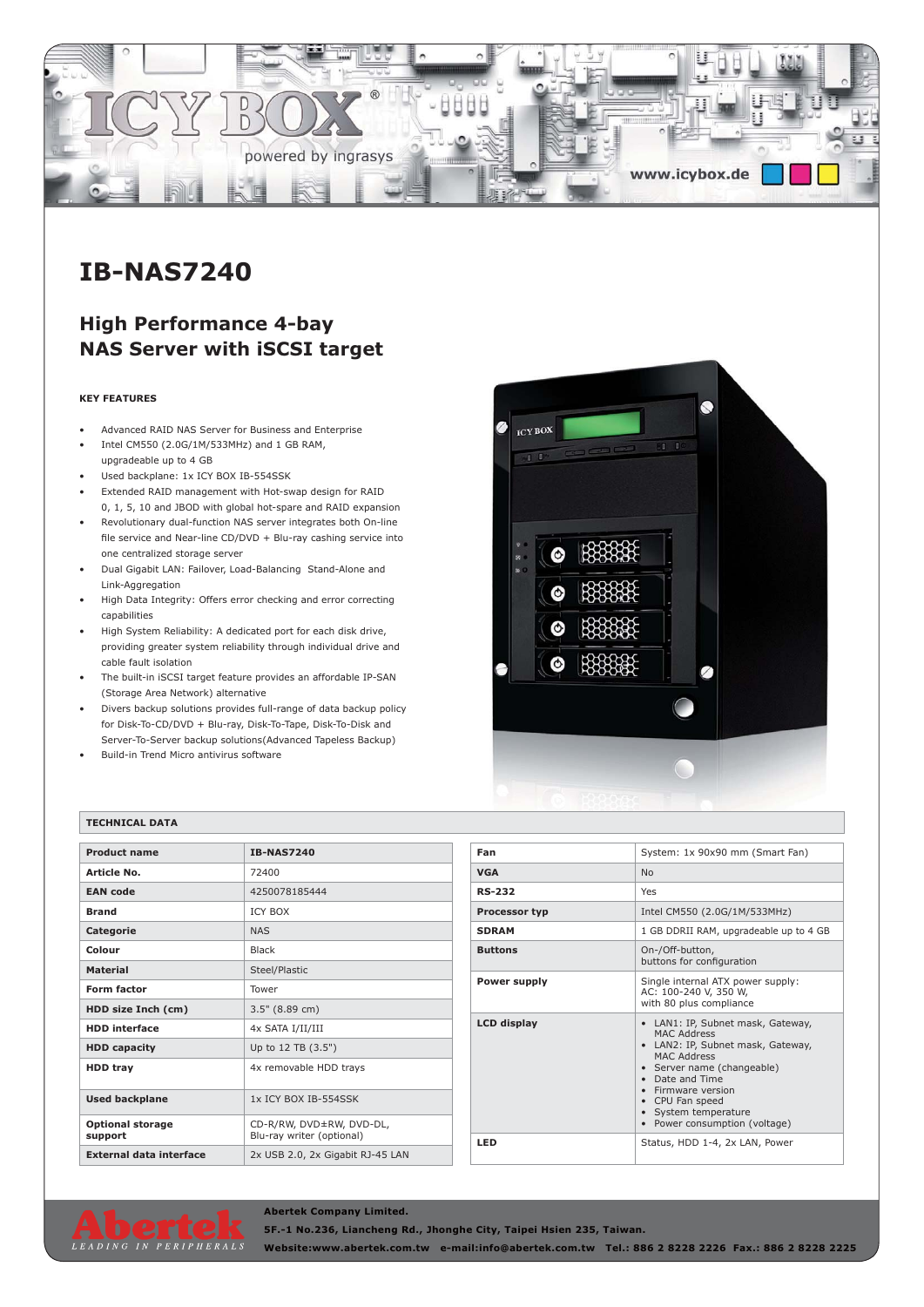# IB-NAS7240

## High Performance 4-bay NAS Server with iSCSI target

**KEY FEATURES**

- Advanced RAID NAS Server for Business and Enterprise
- Intel CM550 (2.0G/1M/533MHz) and 1 GB RAM, upgradeable up to 4 GB
- Used backplane: 1x ICY BOX IB-554SSK
- Extended RAID management with Hot-swap design for RAID 0, 1, 5, 10 and JBOD with global hot-spare and RAID expansion
- Revolutionary dual-function NAS server integrates both On-line file service and Near-line CD/DVD + Blu-ray cashing service into one centralized storage server
- Dual Gigabit LAN: Failover, Load-Balancing Stand-Alone and Link-Aggregation
- High Data Integrity: Offers error checking and error correcting capabilities
- High System Reliability: A dedicated port for each disk drive, providing greater system reliability through individual drive and cable fault isolation
- The built-in iSCSI target feature provides an affordable IP-SAN (Storage Area Network) alternative
- Divers backup solutions provides full-range of data backup policy for Disk-To-CD/DVD + Blu-ray, Disk-To-Tape, Disk-To-Disk and Server-To-Server backup solutions(Advanced Tapeless Backup)
- Build-in Trend Micro antivirus software

**TECHNICAL DATA**

| Product name | IB-NAS7240 |
|---|---|
| Article No. | 72400 |
| EAN code | 4250078185444 |
| Brand | ICY BOX |
| Categorie | NAS |
| Colour | Black |
| Material | Steel/Plastic |
| Form factor | Tower |
| HDD size Inch (cm) | 3.5" (8.89 cm) |
| HDD interface | 4x SATA I/II/III |
| HDD capacity | Up to 12 TB (3.5") |
| HDD tray | 4x removable HDD trays |
| Used backplane | 1x ICY BOX IB-554SSK |
| Optional storage support | CD-R/RW, DVD±RW, DVD-DL, Blu-ray writer (optional) |
| External data interface | 2x USB 2.0, 2x Gigabit RJ-45 LAN |

| Fan | System: 1x 90x90 mm (Smart Fan) |
|---|---|
| VGA | No |
| RS-232 | Yes |
| Processor typ | Intel CM550 (2.0G/1M/533MHz) |
| SDRAM | 1 GB DDRII RAM, upgradeable up to 4 GB |
| Buttons | On-/Off-button, buttons for configuration |
| Power supply | Single internal ATX power supply: AC: 100-240 V, 350 W, with 80 plus compliance |
| LCD display | • LAN1: IP, Subnet mask, Gateway, MAC Address<br>• LAN2: IP, Subnet mask, Gateway, MAC Address<br>• Server name (changeable)<br>• Date and Time<br>• Firmware version<br>• CPU Fan speed<br>• System temperature<br>• Power consumption (voltage) |
| LED | Status, HDD 1-4, 2x LAN, Power |

**Abertek Company Limited.**
**5F.-1 No.236, Liancheng Rd., Jhonghe City, Taipei Hsien 235, Taiwan.**
**Website:www.abertek.com.tw e-mail:info@abertek.com.tw Tel.: 886 2 8228 2226 Fax.: 886 2 8228 2225**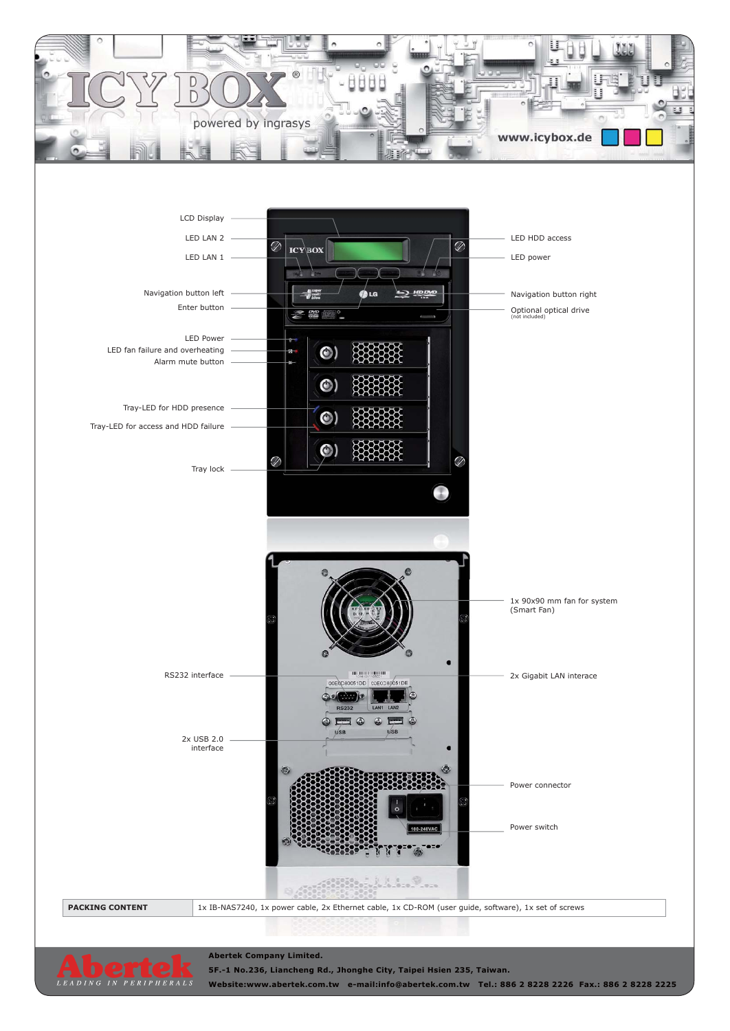LCD Display

LED LAN 2

LED LAN 1

Navigation button left

Enter button

LED Power

LED fan failure and overheating

Alarm mute button

Tray-LED for HDD presence

Tray-LED for access and HDD failure

Tray lock

LED HDD access

LED power

Navigation button right

Optional optical drive
(not included)

1x 90x90 mm fan for system
(Smart Fan)

RS232 interface

2x Gigabit LAN interace

2x USB 2.0
interface

Power connector

Power switch

| PACKING CONTENT | 1x IB-NAS7240, 1x power cable, 2x Ethernet cable, 1x CD-ROM (user guide, software), 1x set of screws |
| --- | --- |

**Abertek Company Limited.**

**5F.-1 No.236, Liancheng Rd., Jhonghe City, Taipei Hsien 235, Taiwan.**

**Website:www.abertek.com.tw e-mail:info@abertek.com.tw Tel.: 886 2 8228 2226 Fax.: 886 2 8228 2225**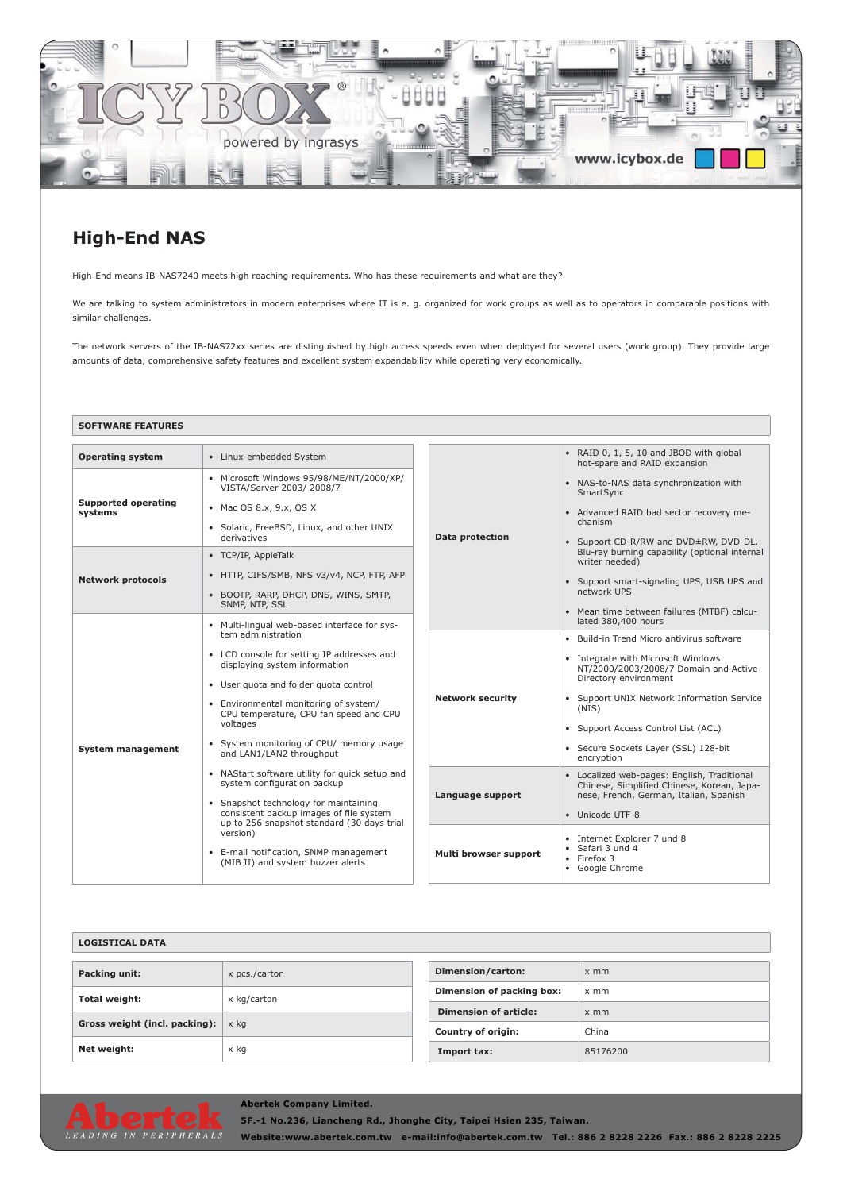# High-End NAS

High-End means IB-NAS7240 meets high reaching requirements. Who has these requirements and what are they?

We are talking to system administrators in modern enterprises where IT is e. g. organized for work groups as well as to operators in comparable positions with similar challenges.

The network servers of the IB-NAS72xx series are distinguished by high access speeds even when deployed for several users (work group). They provide large amounts of data, comprehensive safety features and excellent system expandability while operating very economically.

## SOFTWARE FEATURES

| | |
|---|---|
| **Operating system** | • Linux-embedded System |
| **Supported operating systems** | • Microsoft Windows 95/98/ME/NT/2000/XP/ VISTA/Server 2003/ 2008/7<br>• Mac OS 8.x, 9.x, OS X<br>• Solaric, FreeBSD, Linux, and other UNIX derivatives |
| **Network protocols** | • TCP/IP, AppleTalk<br>• HTTP, CIFS/SMB, NFS v3/v4, NCP, FTP, AFP<br>• BOOTP, RARP, DHCP, DNS, WINS, SMTP, SNMP, NTP, SSL |
| **System management** | • Multi-lingual web-based interface for system administration<br>• LCD console for setting IP addresses and displaying system information<br>• User quota and folder quota control<br>• Environmental monitoring of system/ CPU temperature, CPU fan speed and CPU voltages<br>• System monitoring of CPU/ memory usage and LAN1/LAN2 throughput<br>• NAStart software utility for quick setup and system configuration backup<br>• Snapshot technology for maintaining consistent backup images of file system up to 256 snapshot standard (30 days trial version)<br>• E-mail notification, SNMP management (MIB II) and system buzzer alerts |

| | |
|---|---|
| **Data protection** | • RAID 0, 1, 5, 10 and JBOD with global hot-spare and RAID expansion<br>• NAS-to-NAS data synchronization with SmartSync<br>• Advanced RAID bad sector recovery mechanism<br>• Support CD-R/RW and DVD±RW, DVD-DL, Blu-ray burning capability (optional internal writer needed)<br>• Support smart-signaling UPS, USB UPS and network UPS<br>• Mean time between failures (MTBF) calculated 380,400 hours |
| **Network security** | • Build-in Trend Micro antivirus software<br>• Integrate with Microsoft Windows NT/2000/2003/2008/7 Domain and Active Directory environment<br>• Support UNIX Network Information Service (NIS)<br>• Support Access Control List (ACL)<br>• Secure Sockets Layer (SSL) 128-bit encryption |
| **Language support** | • Localized web-pages: English, Traditional Chinese, Simplified Chinese, Korean, Japanese, French, German, Italian, Spanish<br>• Unicode UTF-8 |
| **Multi browser support** | • Internet Explorer 7 und 8<br>• Safari 3 und 4<br>• Firefox 3<br>• Google Chrome |

## LOGISTICAL DATA

| | |
|---|---|
| **Packing unit:** | x pcs./carton |
| **Total weight:** | x kg/carton |
| **Gross weight (incl. packing):** | x kg |
| **Net weight:** | x kg |

| | |
|---|---|
| **Dimension/carton:** | x mm |
| **Dimension of packing box:** | x mm |
| **Dimension of article:** | x mm |
| **Country of origin:** | China |
| **Import tax:** | 85176200 |

**Abertek Company Limited.**
**5F.-1 No.236, Liancheng Rd., Jhonghe City, Taipei Hsien 235, Taiwan.**
**Website:www.abertek.com.tw e-mail:info@abertek.com.tw Tel.: 886 2 8228 2226 Fax.: 886 2 8228 2225**